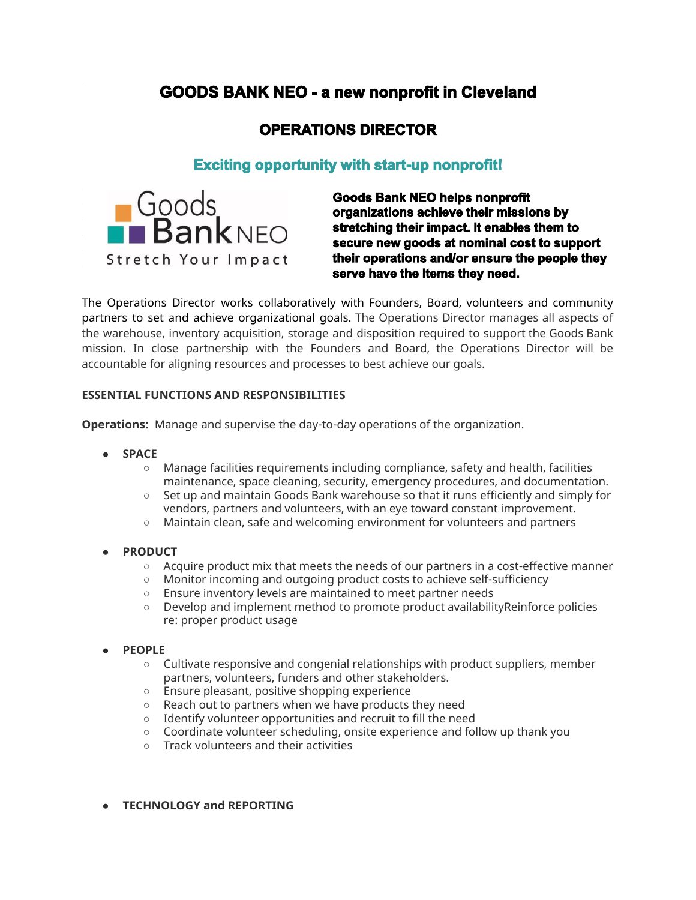# GOODS BANK NEO - a new nonprofit in Cleveland

## OPERATIONS DIRECTOR

### Exciting opportunity with start-up nonprofit!

Goods Bank NEO
Stretch Your Impact

**Goods Bank NEO helps nonprofit organizations achieve their missions by stretching their impact. It enables them to secure new goods at nominal cost to support their operations and/or ensure the people they serve have the items they need.**

The Operations Director works collaboratively with Founders, Board, volunteers and community partners to set and achieve organizational goals. The Operations Director manages all aspects of the warehouse, inventory acquisition, storage and disposition required to support the Goods Bank mission. In close partnership with the Founders and Board, the Operations Director will be accountable for aligning resources and processes to best achieve our goals.

**ESSENTIAL FUNCTIONS AND RESPONSIBILITIES**

**Operations:** Manage and supervise the day-to-day operations of the organization.

- **SPACE**
  - Manage facilities requirements including compliance, safety and health, facilities maintenance, space cleaning, security, emergency procedures, and documentation.
  - Set up and maintain Goods Bank warehouse so that it runs efficiently and simply for vendors, partners and volunteers, with an eye toward constant improvement.
  - Maintain clean, safe and welcoming environment for volunteers and partners

- **PRODUCT**
  - Acquire product mix that meets the needs of our partners in a cost-effective manner
  - Monitor incoming and outgoing product costs to achieve self-sufficiency
  - Ensure inventory levels are maintained to meet partner needs
  - Develop and implement method to promote product availabilityReinforce policies re: proper product usage

- **PEOPLE**
  - Cultivate responsive and congenial relationships with product suppliers, member partners, volunteers, funders and other stakeholders.
  - Ensure pleasant, positive shopping experience
  - Reach out to partners when we have products they need
  - Identify volunteer opportunities and recruit to fill the need
  - Coordinate volunteer scheduling, onsite experience and follow up thank you
  - Track volunteers and their activities

- **TECHNOLOGY and REPORTING**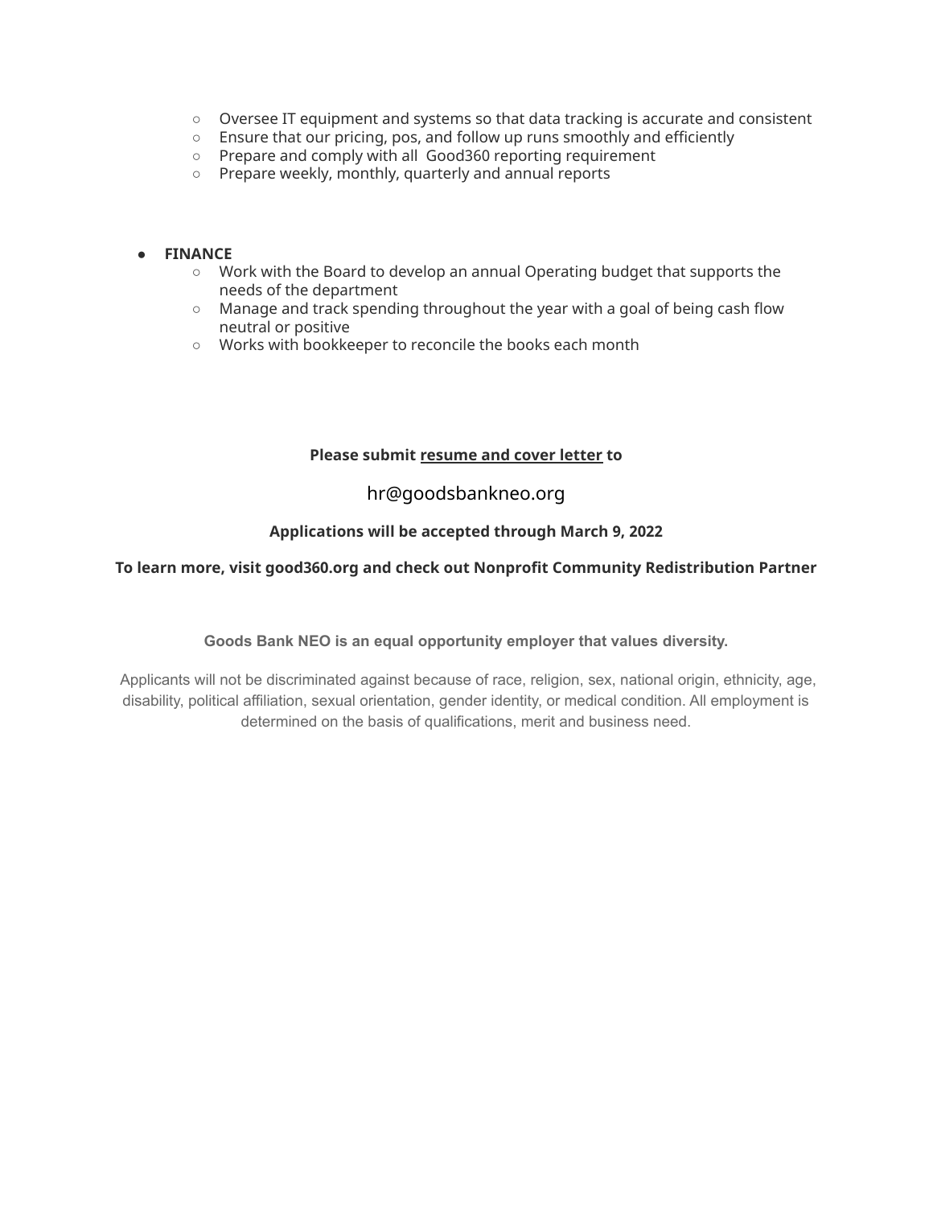- Oversee IT equipment and systems so that data tracking is accurate and consistent
  - Ensure that our pricing, pos, and follow up runs smoothly and efficiently
  - Prepare and comply with all Good360 reporting requirement
  - Prepare weekly, monthly, quarterly and annual reports

- **FINANCE**
  - Work with the Board to develop an annual Operating budget that supports the needs of the department
  - Manage and track spending throughout the year with a goal of being cash flow neutral or positive
  - Works with bookkeeper to reconcile the books each month

**Please submit <u>resume and cover letter</u> to**

hr@goodsbankneo.org

**Applications will be accepted through March 9, 2022**

**To learn more, visit good360.org and check out Nonprofit Community Redistribution Partner**

**Goods Bank NEO is an equal opportunity employer that values diversity.**

Applicants will not be discriminated against because of race, religion, sex, national origin, ethnicity, age, disability, political affiliation, sexual orientation, gender identity, or medical condition. All employment is determined on the basis of qualifications, merit and business need.